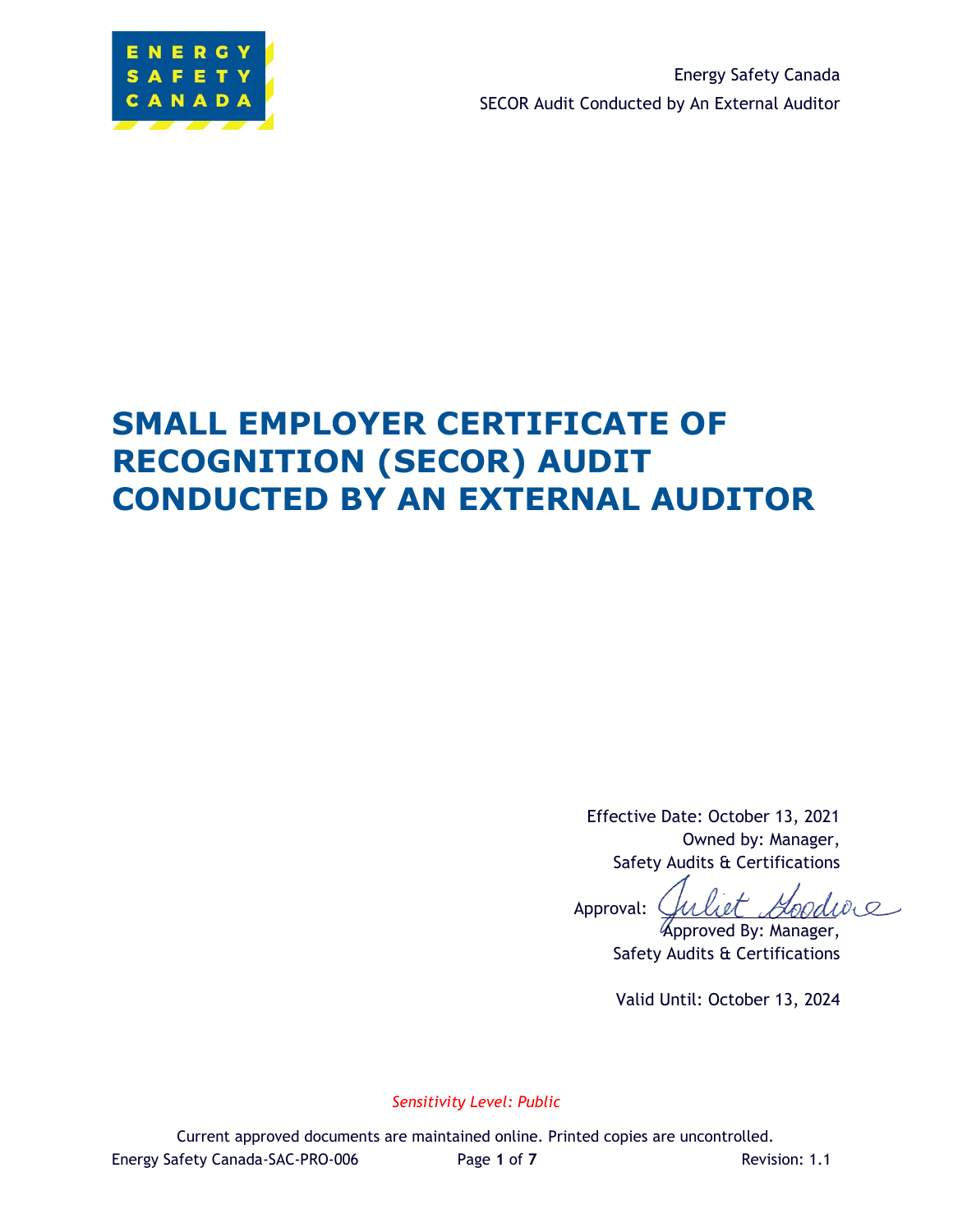# SMALL EMPLOYER CERTIFICATE OF RECOGNITION (SECOR) AUDIT CONDUCTED BY AN EXTERNAL AUDITOR

Effective Date: October 13, 2021
Owned by: Manager, Safety Audits & Certifications

Approval: Juliet Goodwe
Approved By: Manager, Safety Audits & Certifications

Valid Until: October 13, 2024

*Sensitivity Level: Public*

Current approved documents are maintained online. Printed copies are uncontrolled.

Energy Safety Canada-SAC-PRO-006 Revision: 1.1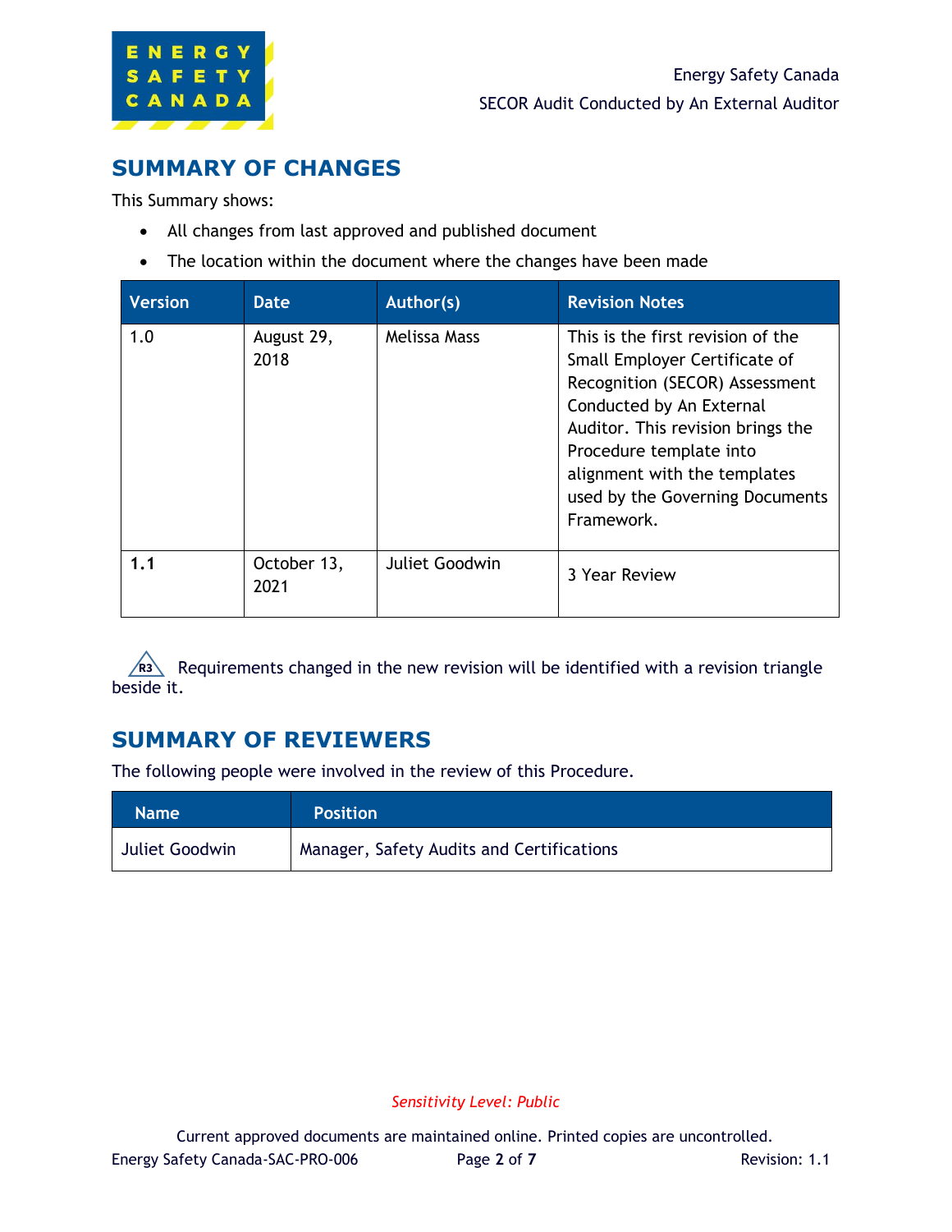## SUMMARY OF CHANGES

This Summary shows:

- All changes from last approved and published document
- The location within the document where the changes have been made

| Version | Date | Author(s) | Revision Notes |
|---|---|---|---|
| 1.0 | August 29, 2018 | Melissa Mass | This is the first revision of the Small Employer Certificate of Recognition (SECOR) Assessment Conducted by An External Auditor. This revision brings the Procedure template into alignment with the templates used by the Governing Documents Framework. |
| **1.1** | October 13, 2021 | Juliet Goodwin | 3 Year Review |

R3 Requirements changed in the new revision will be identified with a revision triangle beside it.

## SUMMARY OF REVIEWERS

The following people were involved in the review of this Procedure.

| Name | Position |
|---|---|
| Juliet Goodwin | Manager, Safety Audits and Certifications |

*Sensitivity Level: Public*

Current approved documents are maintained online. Printed copies are uncontrolled.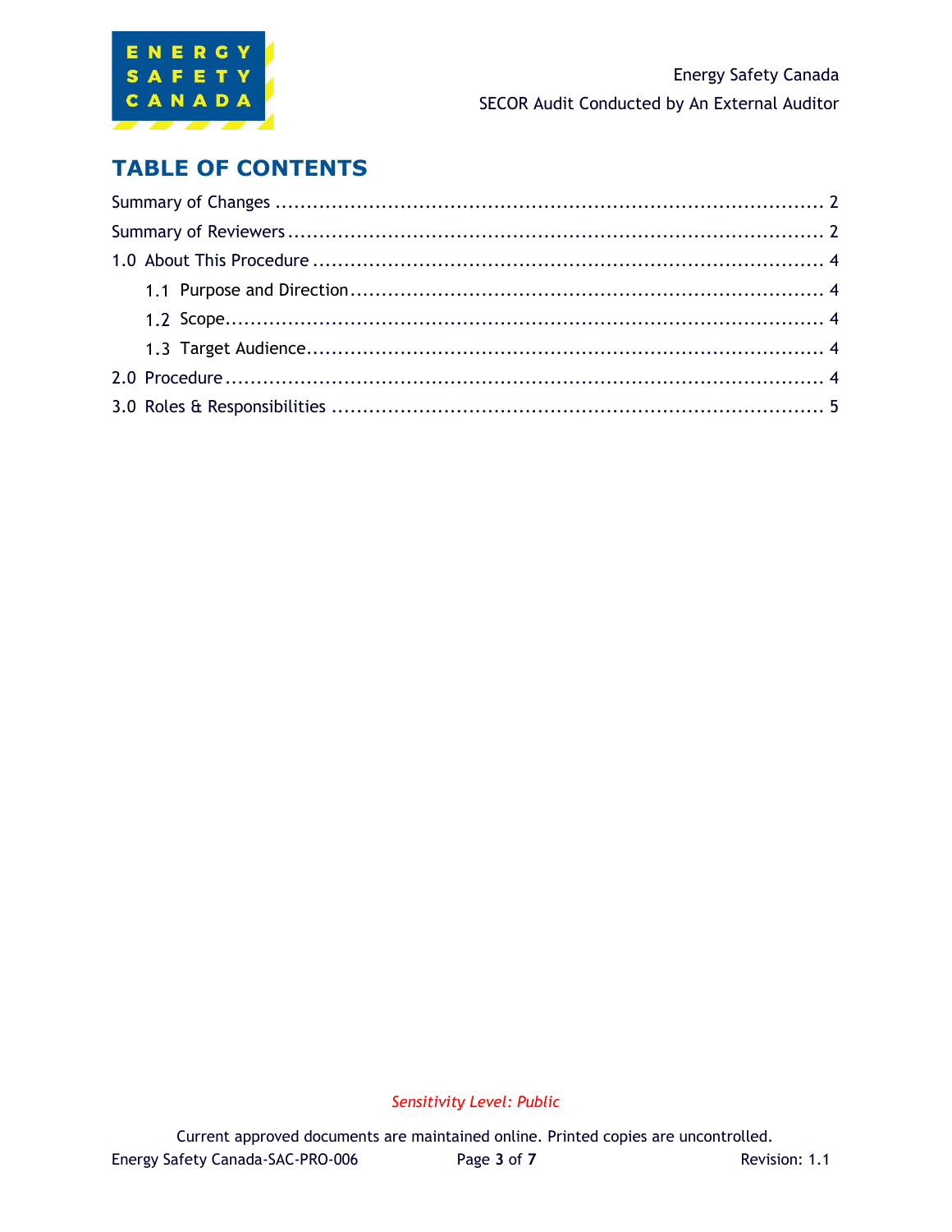# TABLE OF CONTENTS

Summary of Changes ........................................................................................ 2

Summary of Reviewers ...................................................................................... 2

1.0 About This Procedure .................................................................................. 4

1.1 Purpose and Direction ............................................................................ 4

1.2 Scope ...................................................................................................... 4

1.3 Target Audience ..................................................................................... 4

2.0 Procedure ..................................................................................................... 4

3.0 Roles & Responsibilities ............................................................................... 5

*Sensitivity Level: Public*

Current approved documents are maintained online. Printed copies are uncontrolled.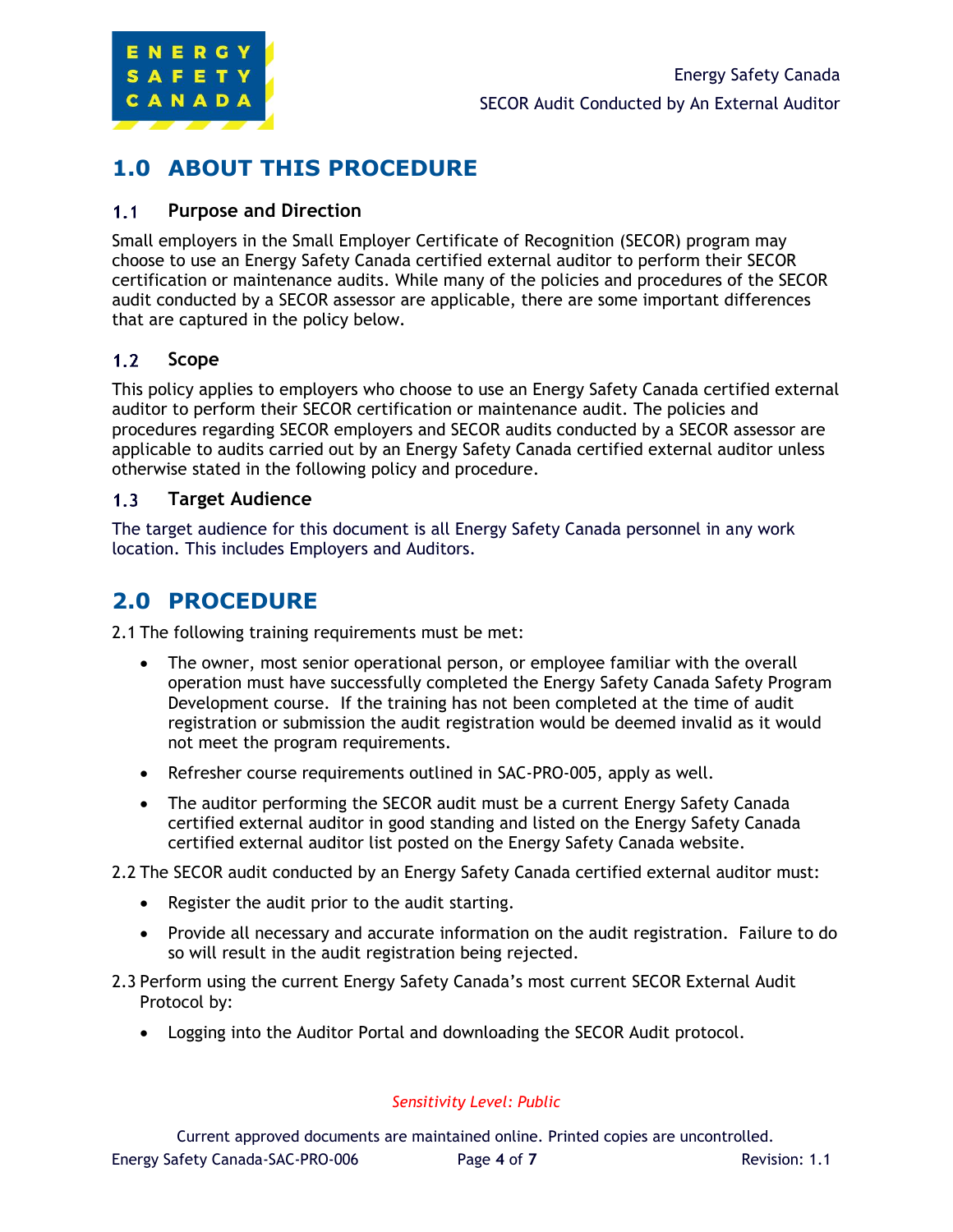# 1.0 ABOUT THIS PROCEDURE

## 1.1 Purpose and Direction

Small employers in the Small Employer Certificate of Recognition (SECOR) program may choose to use an Energy Safety Canada certified external auditor to perform their SECOR certification or maintenance audits. While many of the policies and procedures of the SECOR audit conducted by a SECOR assessor are applicable, there are some important differences that are captured in the policy below.

## 1.2 Scope

This policy applies to employers who choose to use an Energy Safety Canada certified external auditor to perform their SECOR certification or maintenance audit. The policies and procedures regarding SECOR employers and SECOR audits conducted by a SECOR assessor are applicable to audits carried out by an Energy Safety Canada certified external auditor unless otherwise stated in the following policy and procedure.

## 1.3 Target Audience

The target audience for this document is all Energy Safety Canada personnel in any work location. This includes Employers and Auditors.

# 2.0 PROCEDURE

2.1 The following training requirements must be met:

- The owner, most senior operational person, or employee familiar with the overall operation must have successfully completed the Energy Safety Canada Safety Program Development course. If the training has not been completed at the time of audit registration or submission the audit registration would be deemed invalid as it would not meet the program requirements.
- Refresher course requirements outlined in SAC-PRO-005, apply as well.
- The auditor performing the SECOR audit must be a current Energy Safety Canada certified external auditor in good standing and listed on the Energy Safety Canada certified external auditor list posted on the Energy Safety Canada website.

2.2 The SECOR audit conducted by an Energy Safety Canada certified external auditor must:

- Register the audit prior to the audit starting.
- Provide all necessary and accurate information on the audit registration. Failure to do so will result in the audit registration being rejected.

2.3 Perform using the current Energy Safety Canada's most current SECOR External Audit Protocol by:

- Logging into the Auditor Portal and downloading the SECOR Audit protocol.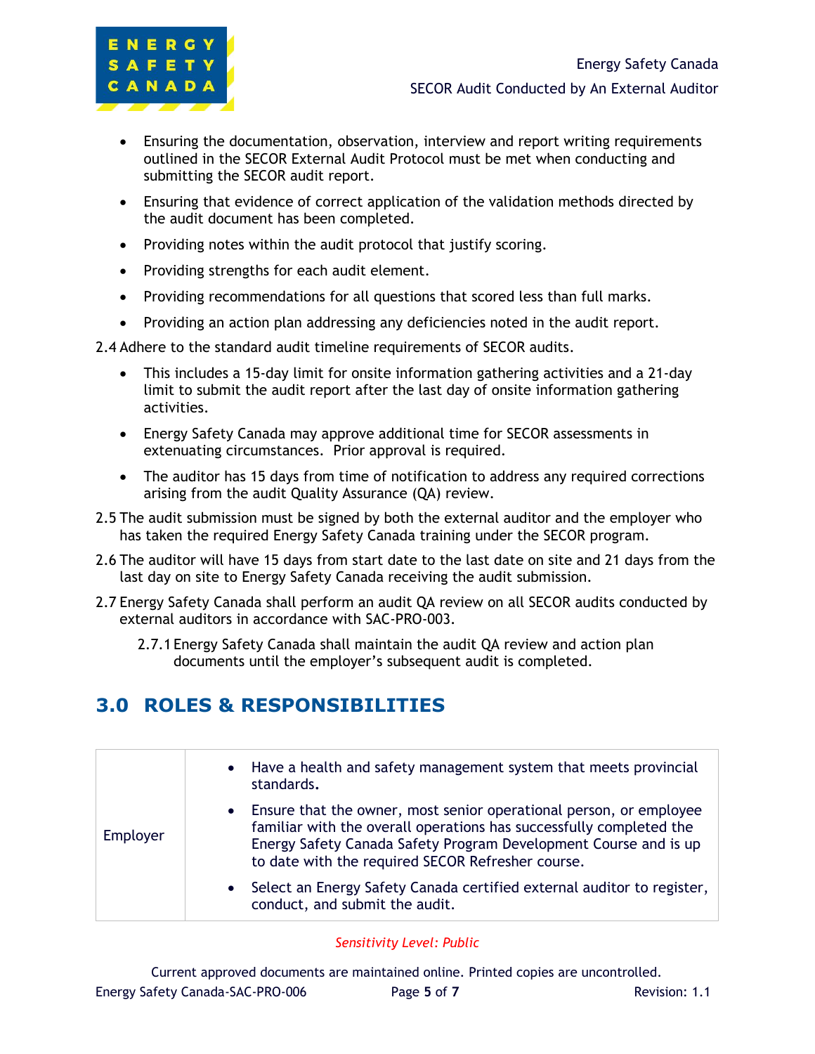- Ensuring the documentation, observation, interview and report writing requirements outlined in the SECOR External Audit Protocol must be met when conducting and submitting the SECOR audit report.
- Ensuring that evidence of correct application of the validation methods directed by the audit document has been completed.
- Providing notes within the audit protocol that justify scoring.
- Providing strengths for each audit element.
- Providing recommendations for all questions that scored less than full marks.
- Providing an action plan addressing any deficiencies noted in the audit report.

2.4 Adhere to the standard audit timeline requirements of SECOR audits.

- This includes a 15-day limit for onsite information gathering activities and a 21-day limit to submit the audit report after the last day of onsite information gathering activities.
- Energy Safety Canada may approve additional time for SECOR assessments in extenuating circumstances. Prior approval is required.
- The auditor has 15 days from time of notification to address any required corrections arising from the audit Quality Assurance (QA) review.

2.5 The audit submission must be signed by both the external auditor and the employer who has taken the required Energy Safety Canada training under the SECOR program.

2.6 The auditor will have 15 days from start date to the last date on site and 21 days from the last day on site to Energy Safety Canada receiving the audit submission.

2.7 Energy Safety Canada shall perform an audit QA review on all SECOR audits conducted by external auditors in accordance with SAC-PRO-003.

2.7.1 Energy Safety Canada shall maintain the audit QA review and action plan documents until the employer's subsequent audit is completed.

## 3.0 ROLES & RESPONSIBILITIES

| | |
|---|---|
| Employer | • Have a health and safety management system that meets provincial standards.<br>• Ensure that the owner, most senior operational person, or employee familiar with the overall operations has successfully completed the Energy Safety Canada Safety Program Development Course and is up to date with the required SECOR Refresher course.<br>• Select an Energy Safety Canada certified external auditor to register, conduct, and submit the audit. |

*Sensitivity Level: Public*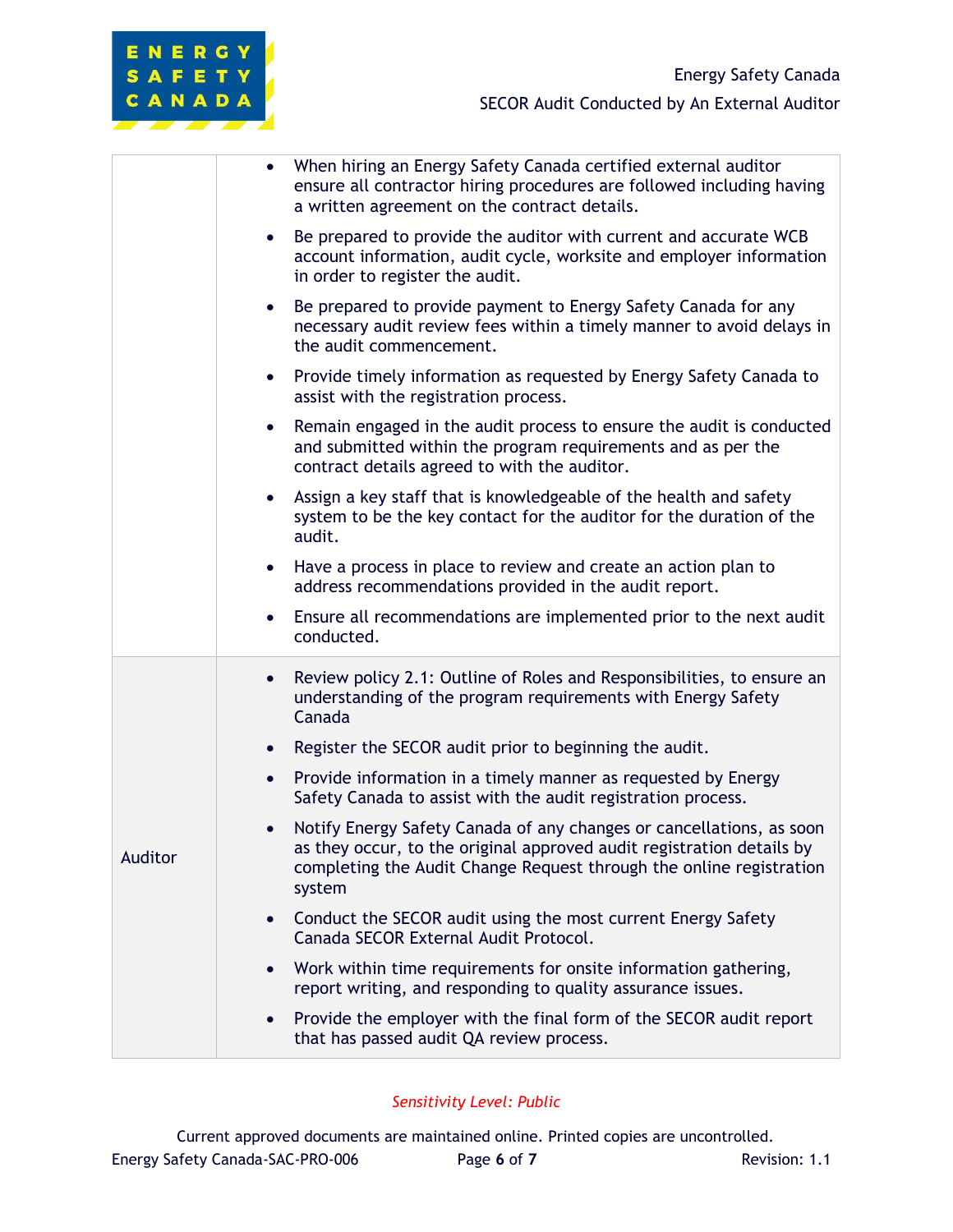| | |
|---|---|
| | • When hiring an Energy Safety Canada certified external auditor ensure all contractor hiring procedures are followed including having a written agreement on the contract details.<br>• Be prepared to provide the auditor with current and accurate WCB account information, audit cycle, worksite and employer information in order to register the audit.<br>• Be prepared to provide payment to Energy Safety Canada for any necessary audit review fees within a timely manner to avoid delays in the audit commencement.<br>• Provide timely information as requested by Energy Safety Canada to assist with the registration process.<br>• Remain engaged in the audit process to ensure the audit is conducted and submitted within the program requirements and as per the contract details agreed to with the auditor.<br>• Assign a key staff that is knowledgeable of the health and safety system to be the key contact for the auditor for the duration of the audit.<br>• Have a process in place to review and create an action plan to address recommendations provided in the audit report.<br>• Ensure all recommendations are implemented prior to the next audit conducted. |
| Auditor | • Review policy 2.1: Outline of Roles and Responsibilities, to ensure an understanding of the program requirements with Energy Safety Canada<br>• Register the SECOR audit prior to beginning the audit.<br>• Provide information in a timely manner as requested by Energy Safety Canada to assist with the audit registration process.<br>• Notify Energy Safety Canada of any changes or cancellations, as soon as they occur, to the original approved audit registration details by completing the Audit Change Request through the online registration system<br>• Conduct the SECOR audit using the most current Energy Safety Canada SECOR External Audit Protocol.<br>• Work within time requirements for onsite information gathering, report writing, and responding to quality assurance issues.<br>• Provide the employer with the final form of the SECOR audit report that has passed audit QA review process. |

*Sensitivity Level: Public*

Current approved documents are maintained online. Printed copies are uncontrolled.

Energy Safety Canada-SAC-PRO-006 Revision: 1.1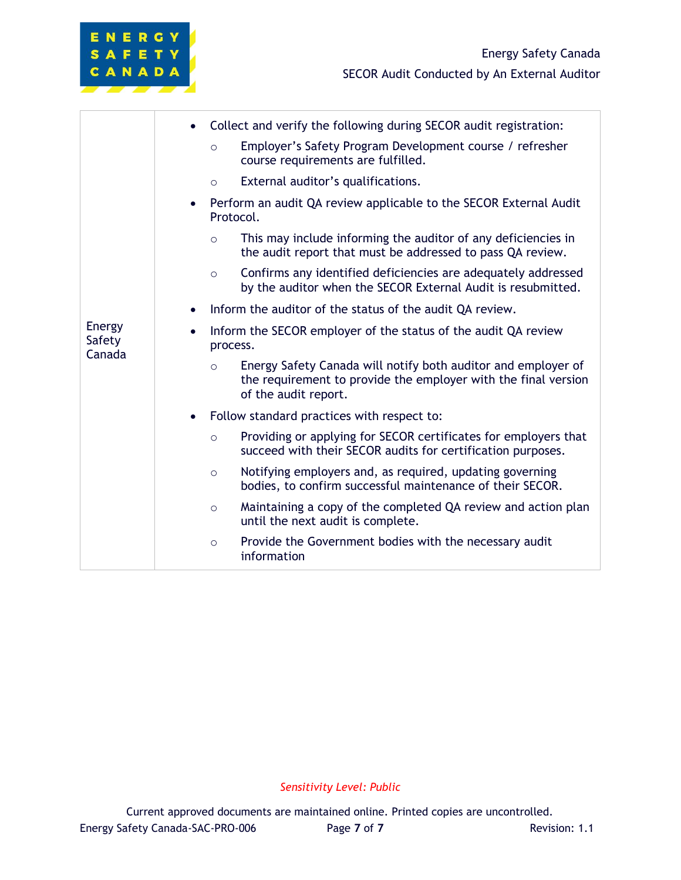| | |
|---|---|
| Energy Safety Canada | • Collect and verify the following during SECOR audit registration:<br>  ○ Employer's Safety Program Development course / refresher course requirements are fulfilled.<br>  ○ External auditor's qualifications.<br>• Perform an audit QA review applicable to the SECOR External Audit Protocol.<br>  ○ This may include informing the auditor of any deficiencies in the audit report that must be addressed to pass QA review.<br>  ○ Confirms any identified deficiencies are adequately addressed by the auditor when the SECOR External Audit is resubmitted.<br>• Inform the auditor of the status of the audit QA review.<br>• Inform the SECOR employer of the status of the audit QA review process.<br>  ○ Energy Safety Canada will notify both auditor and employer of the requirement to provide the employer with the final version of the audit report.<br>• Follow standard practices with respect to:<br>  ○ Providing or applying for SECOR certificates for employers that succeed with their SECOR audits for certification purposes.<br>  ○ Notifying employers and, as required, updating governing bodies, to confirm successful maintenance of their SECOR.<br>  ○ Maintaining a copy of the completed QA review and action plan until the next audit is complete.<br>  ○ Provide the Government bodies with the necessary audit information |

*Sensitivity Level: Public*

Current approved documents are maintained online. Printed copies are uncontrolled.

Energy Safety Canada-SAC-PRO-006 Revision: 1.1